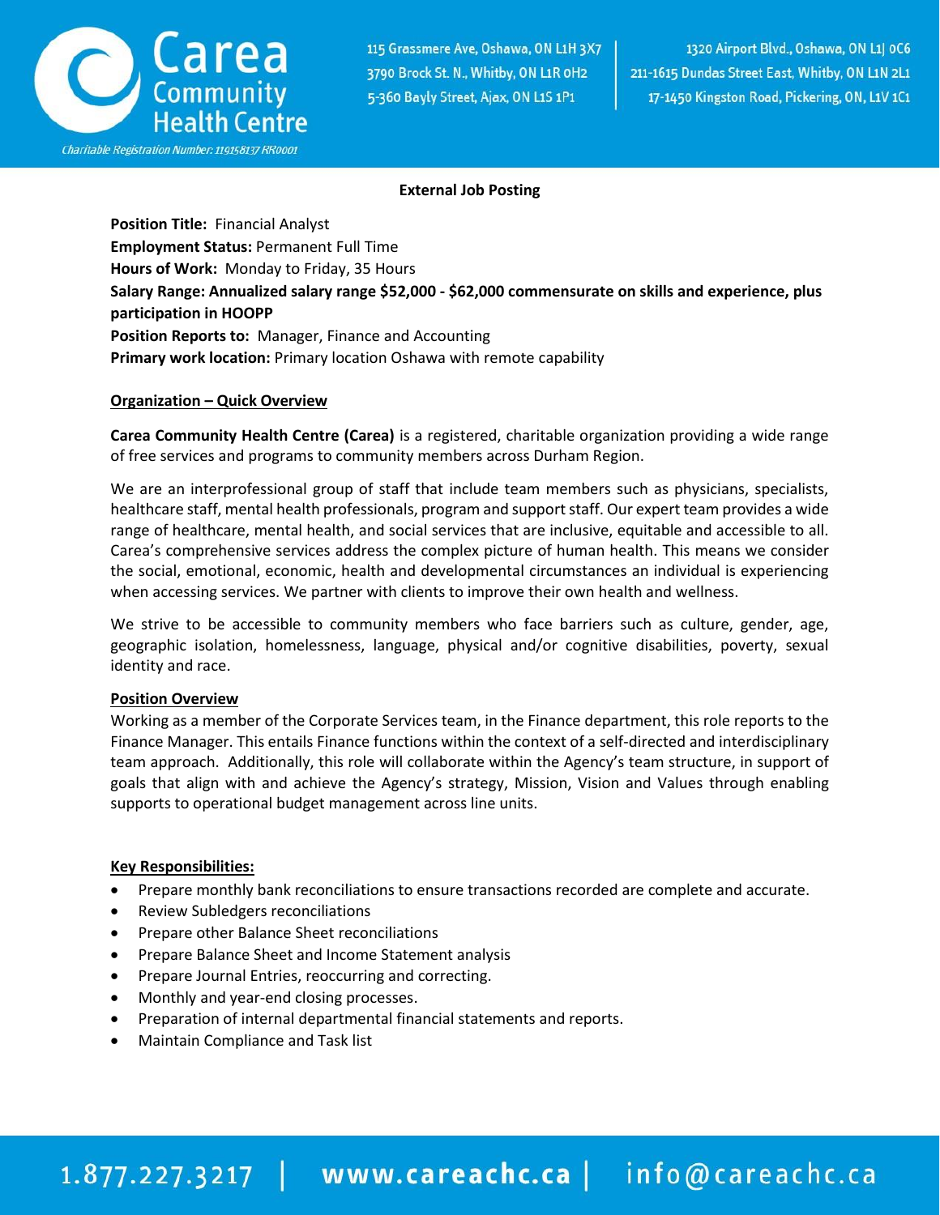Carea Community Health Centre

*Charitable Registration Number: 119158137 RR0001*

115 Grassmere Ave, Oshawa, ON L1H 3X7
3790 Brock St. N., Whitby, ON L1R 0H2
5-360 Bayly Street, Ajax, ON L1S 1P1

1320 Airport Blvd., Oshawa, ON L1J 0C6
211-1615 Dundas Street East, Whitby, ON L1N 2L1
17-1450 Kingston Road, Pickering, ON, L1V 1C1

**External Job Posting**

**Position Title:** Financial Analyst
**Employment Status:** Permanent Full Time
**Hours of Work:** Monday to Friday, 35 Hours
**Salary Range: Annualized salary range $52,000 - $62,000 commensurate on skills and experience, plus participation in HOOPP**
**Position Reports to:** Manager, Finance and Accounting
**Primary work location:** Primary location Oshawa with remote capability

## Organization – Quick Overview

**Carea Community Health Centre (Carea)** is a registered, charitable organization providing a wide range of free services and programs to community members across Durham Region.

We are an interprofessional group of staff that include team members such as physicians, specialists, healthcare staff, mental health professionals, program and support staff. Our expert team provides a wide range of healthcare, mental health, and social services that are inclusive, equitable and accessible to all. Carea's comprehensive services address the complex picture of human health. This means we consider the social, emotional, economic, health and developmental circumstances an individual is experiencing when accessing services. We partner with clients to improve their own health and wellness.

We strive to be accessible to community members who face barriers such as culture, gender, age, geographic isolation, homelessness, language, physical and/or cognitive disabilities, poverty, sexual identity and race.

## Position Overview

Working as a member of the Corporate Services team, in the Finance department, this role reports to the Finance Manager. This entails Finance functions within the context of a self-directed and interdisciplinary team approach. Additionally, this role will collaborate within the Agency's team structure, in support of goals that align with and achieve the Agency's strategy, Mission, Vision and Values through enabling supports to operational budget management across line units.

## Key Responsibilities:

- Prepare monthly bank reconciliations to ensure transactions recorded are complete and accurate.
- Review Subledgers reconciliations
- Prepare other Balance Sheet reconciliations
- Prepare Balance Sheet and Income Statement analysis
- Prepare Journal Entries, reoccurring and correcting.
- Monthly and year-end closing processes.
- Preparation of internal departmental financial statements and reports.
- Maintain Compliance and Task list

1.877.227.3217 | www.careachc.ca | info@careachc.ca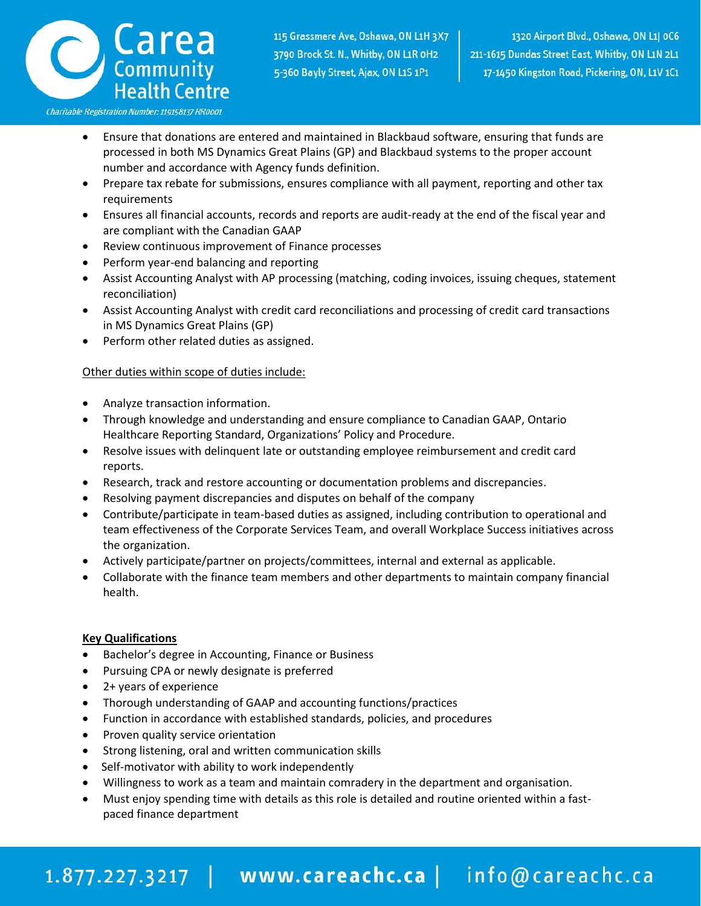- Ensure that donations are entered and maintained in Blackbaud software, ensuring that funds are processed in both MS Dynamics Great Plains (GP) and Blackbaud systems to the proper account number and accordance with Agency funds definition.
- Prepare tax rebate for submissions, ensures compliance with all payment, reporting and other tax requirements
- Ensures all financial accounts, records and reports are audit-ready at the end of the fiscal year and are compliant with the Canadian GAAP
- Review continuous improvement of Finance processes
- Perform year-end balancing and reporting
- Assist Accounting Analyst with AP processing (matching, coding invoices, issuing cheques, statement reconciliation)
- Assist Accounting Analyst with credit card reconciliations and processing of credit card transactions in MS Dynamics Great Plains (GP)
- Perform other related duties as assigned.

Other duties within scope of duties include:

- Analyze transaction information.
- Through knowledge and understanding and ensure compliance to Canadian GAAP, Ontario Healthcare Reporting Standard, Organizations' Policy and Procedure.
- Resolve issues with delinquent late or outstanding employee reimbursement and credit card reports.
- Research, track and restore accounting or documentation problems and discrepancies.
- Resolving payment discrepancies and disputes on behalf of the company
- Contribute/participate in team-based duties as assigned, including contribution to operational and team effectiveness of the Corporate Services Team, and overall Workplace Success initiatives across the organization.
- Actively participate/partner on projects/committees, internal and external as applicable.
- Collaborate with the finance team members and other departments to maintain company financial health.

**Key Qualifications**

- Bachelor's degree in Accounting, Finance or Business
- Pursuing CPA or newly designate is preferred
- 2+ years of experience
- Thorough understanding of GAAP and accounting functions/practices
- Function in accordance with established standards, policies, and procedures
- Proven quality service orientation
- Strong listening, oral and written communication skills
- Self-motivator with ability to work independently
- Willingness to work as a team and maintain comradery in the department and organisation.
- Must enjoy spending time with details as this role is detailed and routine oriented within a fast-paced finance department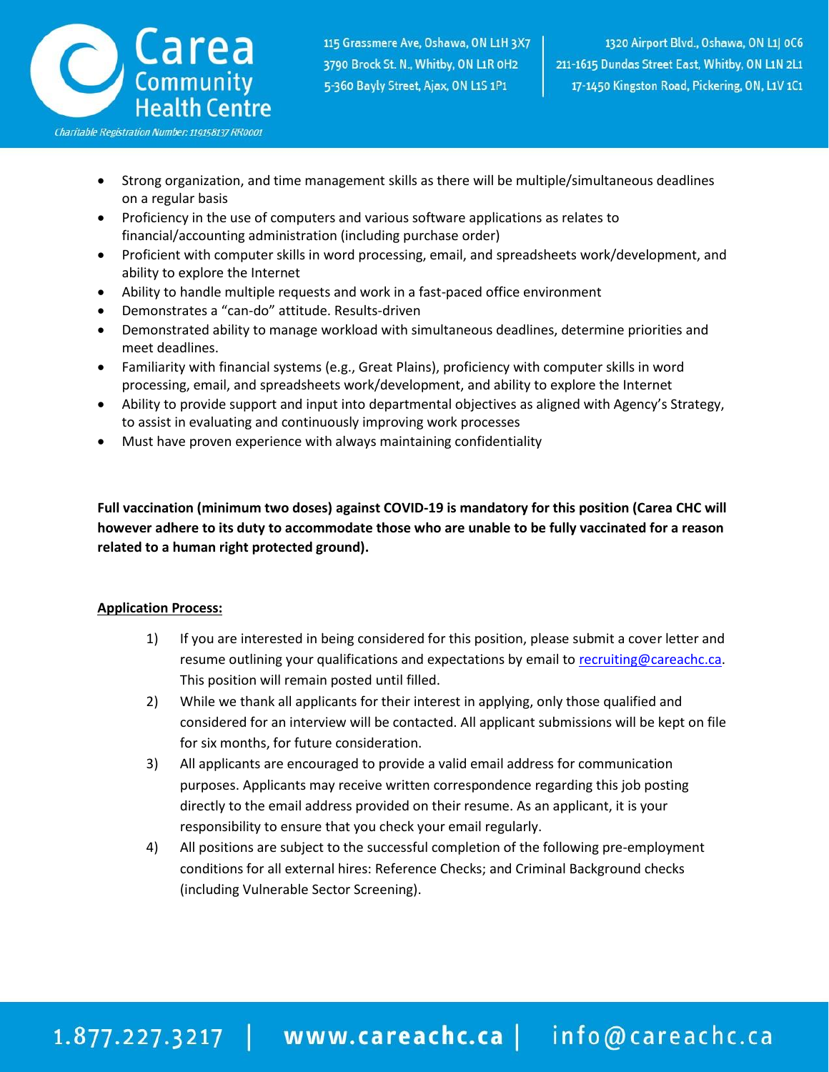- Strong organization, and time management skills as there will be multiple/simultaneous deadlines on a regular basis
- Proficiency in the use of computers and various software applications as relates to financial/accounting administration (including purchase order)
- Proficient with computer skills in word processing, email, and spreadsheets work/development, and ability to explore the Internet
- Ability to handle multiple requests and work in a fast-paced office environment
- Demonstrates a "can-do" attitude. Results-driven
- Demonstrated ability to manage workload with simultaneous deadlines, determine priorities and meet deadlines.
- Familiarity with financial systems (e.g., Great Plains), proficiency with computer skills in word processing, email, and spreadsheets work/development, and ability to explore the Internet
- Ability to provide support and input into departmental objectives as aligned with Agency's Strategy, to assist in evaluating and continuously improving work processes
- Must have proven experience with always maintaining confidentiality

**Full vaccination (minimum two doses) against COVID-19 is mandatory for this position (Carea CHC will however adhere to its duty to accommodate those who are unable to be fully vaccinated for a reason related to a human right protected ground).**

**Application Process:**

1) If you are interested in being considered for this position, please submit a cover letter and resume outlining your qualifications and expectations by email to recruiting@careachc.ca. This position will remain posted until filled.
2) While we thank all applicants for their interest in applying, only those qualified and considered for an interview will be contacted. All applicant submissions will be kept on file for six months, for future consideration.
3) All applicants are encouraged to provide a valid email address for communication purposes. Applicants may receive written correspondence regarding this job posting directly to the email address provided on their resume. As an applicant, it is your responsibility to ensure that you check your email regularly.
4) All positions are subject to the successful completion of the following pre-employment conditions for all external hires: Reference Checks; and Criminal Background checks (including Vulnerable Sector Screening).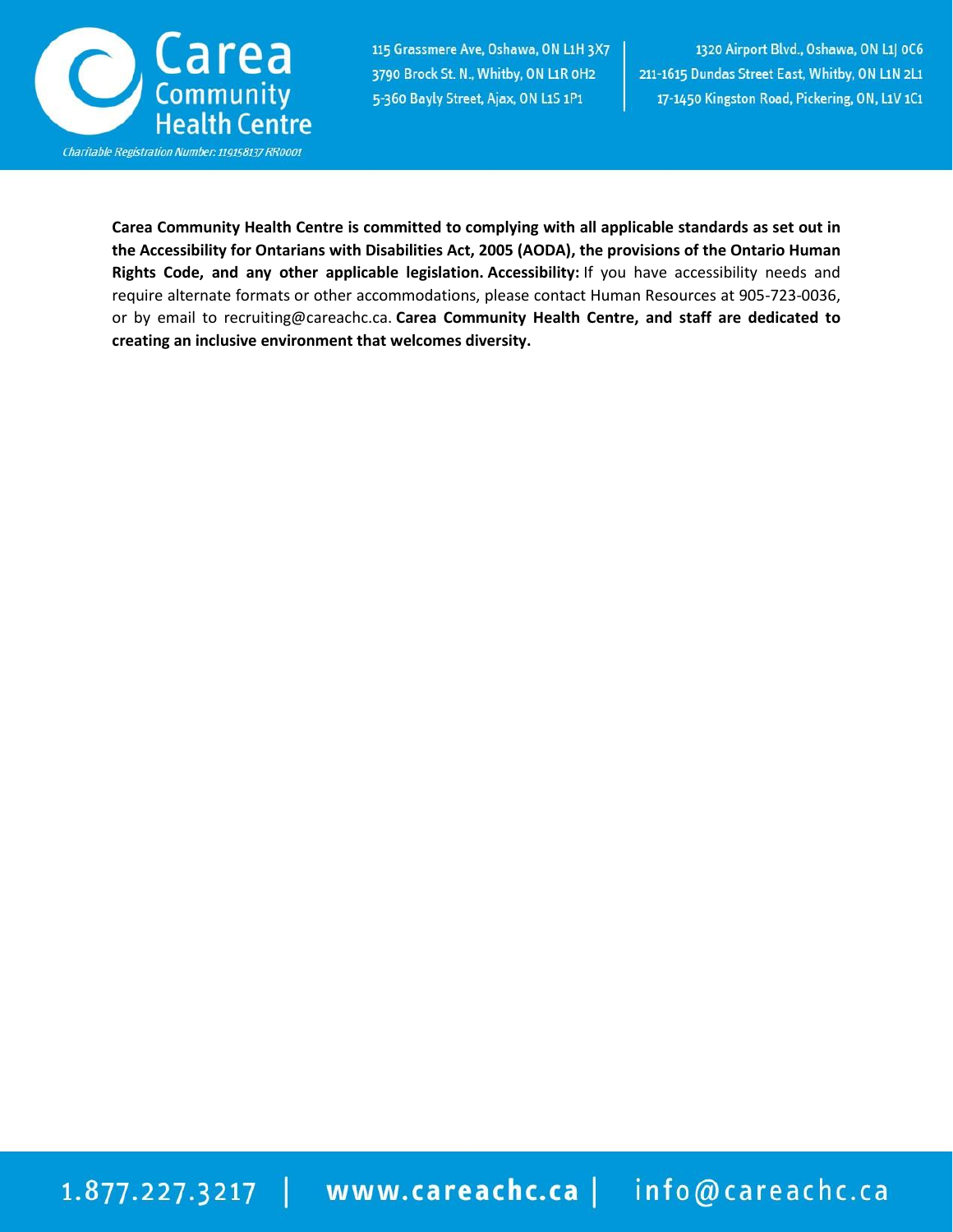**Carea Community Health Centre is committed to complying with all applicable standards as set out in the Accessibility for Ontarians with Disabilities Act, 2005 (AODA), the provisions of the Ontario Human Rights Code, and any other applicable legislation. Accessibility:** If you have accessibility needs and require alternate formats or other accommodations, please contact Human Resources at 905-723-0036, or by email to recruiting@careachc.ca. **Carea Community Health Centre, and staff are dedicated to creating an inclusive environment that welcomes diversity.**